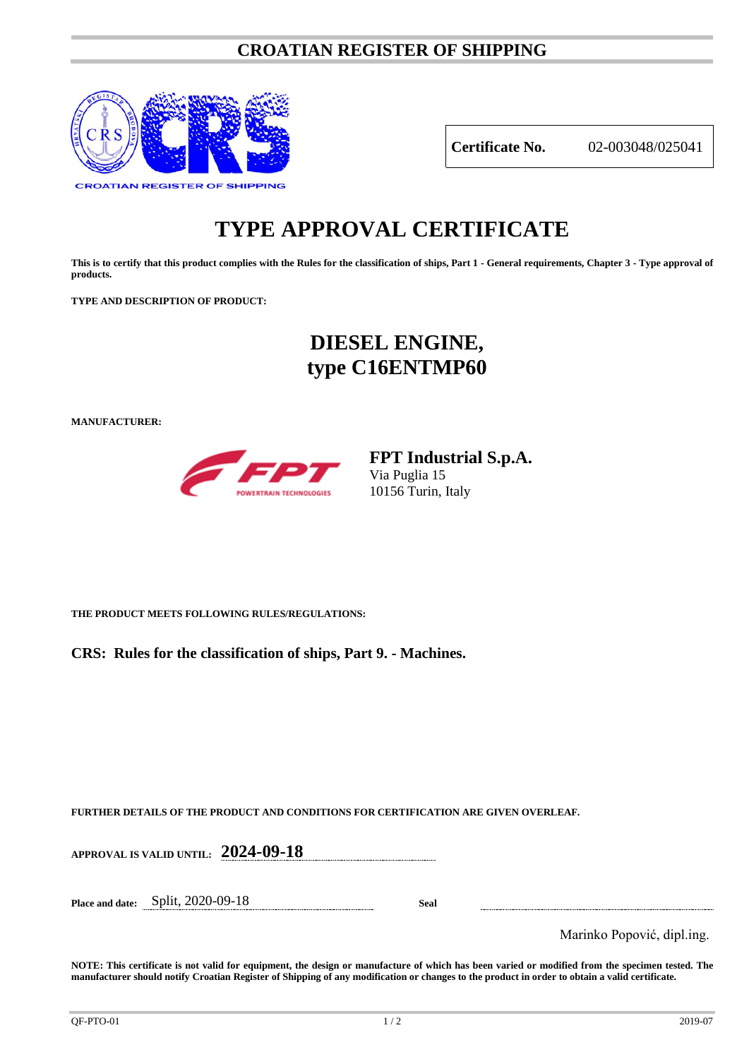# CROATIAN REGISTER OF SHIPPING

CROATIAN REGISTER OF SHIPPING

| **Certificate No.** | 02-003048/025041 |
|---|---|

# TYPE APPROVAL CERTIFICATE

**This is to certify that this product complies with the Rules for the classification of ships, Part 1 - General requirements, Chapter 3 - Type approval of products.**

**TYPE AND DESCRIPTION OF PRODUCT:**

## DIESEL ENGINE, type C16ENTMP60

**MANUFACTURER:**

**FPT Industrial S.p.A.**
Via Puglia 15
10156 Turin, Italy

**THE PRODUCT MEETS FOLLOWING RULES/REGULATIONS:**

**CRS: Rules for the classification of ships, Part 9. - Machines.**

**FURTHER DETAILS OF THE PRODUCT AND CONDITIONS FOR CERTIFICATION ARE GIVEN OVERLEAF.**

**APPROVAL IS VALID UNTIL:** **2024-09-18**

**Place and date:** Split, 2020-09-18 **Seal**

Marinko Popović, dipl.ing.

**NOTE: This certificate is not valid for equipment, the design or manufacture of which has been varied or modified from the specimen tested. The manufacturer should notify Croatian Register of Shipping of any modification or changes to the product in order to obtain a valid certificate.**

QF-PTO-01 2019-07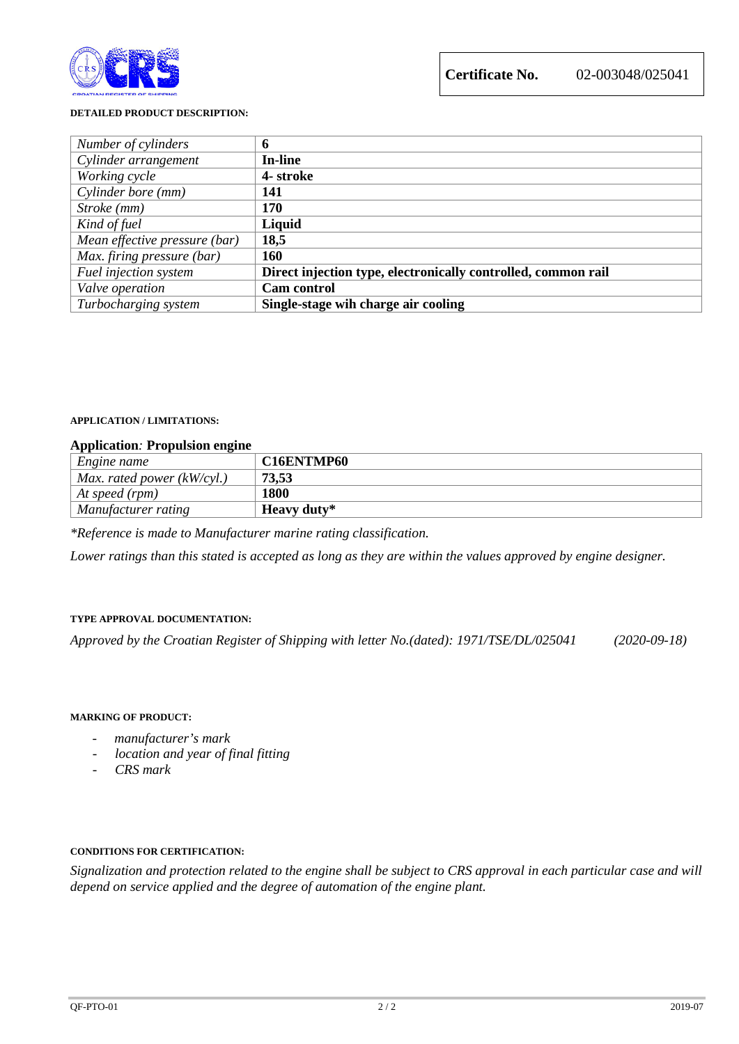**Certificate No.** 02-003048/025041

**DETAILED PRODUCT DESCRIPTION:**

| | |
|---|---|
| *Number of cylinders* | **6** |
| *Cylinder arrangement* | **In-line** |
| *Working cycle* | **4- stroke** |
| *Cylinder bore (mm)* | **141** |
| *Stroke (mm)* | **170** |
| *Kind of fuel* | **Liquid** |
| *Mean effective pressure (bar)* | **18,5** |
| *Max. firing pressure (bar)* | **160** |
| *Fuel injection system* | **Direct injection type, electronically controlled, common rail** |
| *Valve operation* | **Cam control** |
| *Turbocharging system* | **Single-stage wih charge air cooling** |

**APPLICATION / LIMITATIONS:**

**Application***:* **Propulsion engine**

| | |
|---|---|
| *Engine name* | **C16ENTMP60** |
| *Max. rated power (kW/cyl.)* | **73,53** |
| *At speed (rpm)* | **1800** |
| *Manufacturer rating* | **Heavy duty*** |

**Reference is made to Manufacturer marine rating classification.*

*Lower ratings than this stated is accepted as long as they are within the values approved by engine designer.*

**TYPE APPROVAL DOCUMENTATION:**

*Approved by the Croatian Register of Shipping with letter No.(dated): 1971/TSE/DL/025041 (2020-09-18)*

**MARKING OF PRODUCT:**

- *manufacturer's mark*
- *location and year of final fitting*
- *CRS mark*

**CONDITIONS FOR CERTIFICATION:**

*Signalization and protection related to the engine shall be subject to CRS approval in each particular case and will depend on service applied and the degree of automation of the engine plant.*